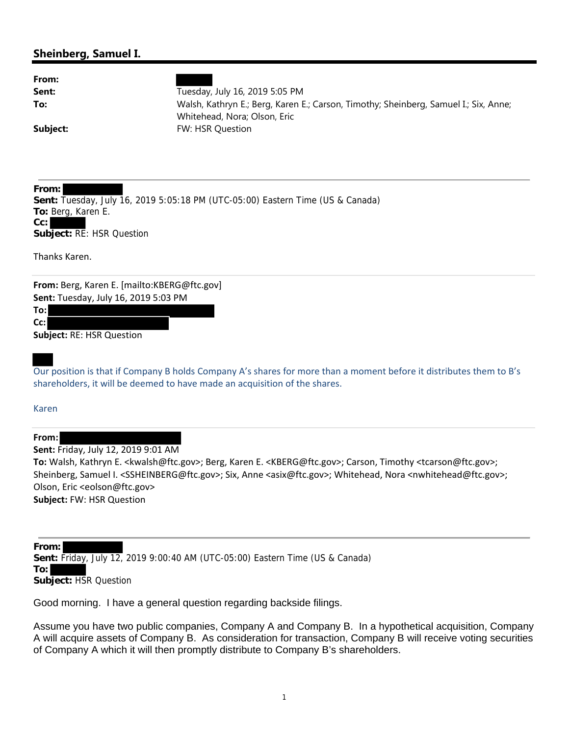## Sheinberg, Samuel I.

**From:** [redacted]
**Sent:** Tuesday, July 16, 2019 5:05 PM
**To:** Walsh, Kathryn E.; Berg, Karen E.; Carson, Timothy; Sheinberg, Samuel I.; Six, Anne; Whitehead, Nora; Olson, Eric
**Subject:** FW: HSR Question

---

**From:** [redacted]
**Sent:** Tuesday, July 16, 2019 5:05:18 PM (UTC-05:00) Eastern Time (US & Canada)
**To:** Berg, Karen E.
**Cc:** [redacted]
**Subject:** RE: HSR Question

Thanks Karen.

---

**From:** Berg, Karen E. [mailto:KBERG@ftc.gov]
**Sent:** Tuesday, July 16, 2019 5:03 PM
**To:** [redacted]
**Cc:** [redacted]
**Subject:** RE: HSR Question

[redacted]

Our position is that if Company B holds Company A's shares for more than a moment before it distributes them to B's shareholders, it will be deemed to have made an acquisition of the shares.

Karen

---

**From:** [redacted]
**Sent:** Friday, July 12, 2019 9:01 AM
**To:** Walsh, Kathryn E. <kwalsh@ftc.gov>; Berg, Karen E. <KBERG@ftc.gov>; Carson, Timothy <tcarson@ftc.gov>; Sheinberg, Samuel I. <SSHEINBERG@ftc.gov>; Six, Anne <asix@ftc.gov>; Whitehead, Nora <nwhitehead@ftc.gov>; Olson, Eric <eolson@ftc.gov>
**Subject:** FW: HSR Question

---

**From:** [redacted]
**Sent:** Friday, July 12, 2019 9:00:40 AM (UTC-05:00) Eastern Time (US & Canada)
**To:** [redacted]
**Subject:** HSR Question

Good morning. I have a general question regarding backside filings.

Assume you have two public companies, Company A and Company B. In a hypothetical acquisition, Company A will acquire assets of Company B. As consideration for transaction, Company B will receive voting securities of Company A which it will then promptly distribute to Company B's shareholders.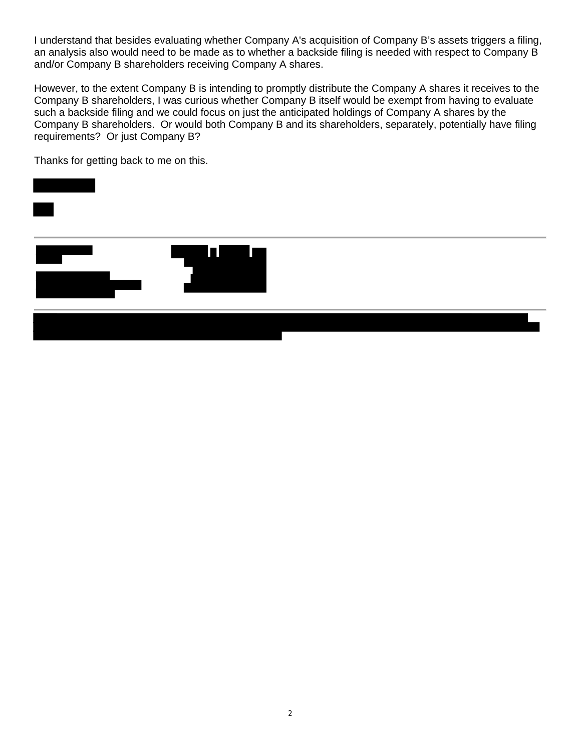I understand that besides evaluating whether Company A's acquisition of Company B's assets triggers a filing, an analysis also would need to be made as to whether a backside filing is needed with respect to Company B and/or Company B shareholders receiving Company A shares.

However, to the extent Company B is intending to promptly distribute the Company A shares it receives to the Company B shareholders, I was curious whether Company B itself would be exempt from having to evaluate such a backside filing and we could focus on just the anticipated holdings of Company A shares by the Company B shareholders. Or would both Company B and its shareholders, separately, potentially have filing requirements? Or just Company B?

Thanks for getting back to me on this.